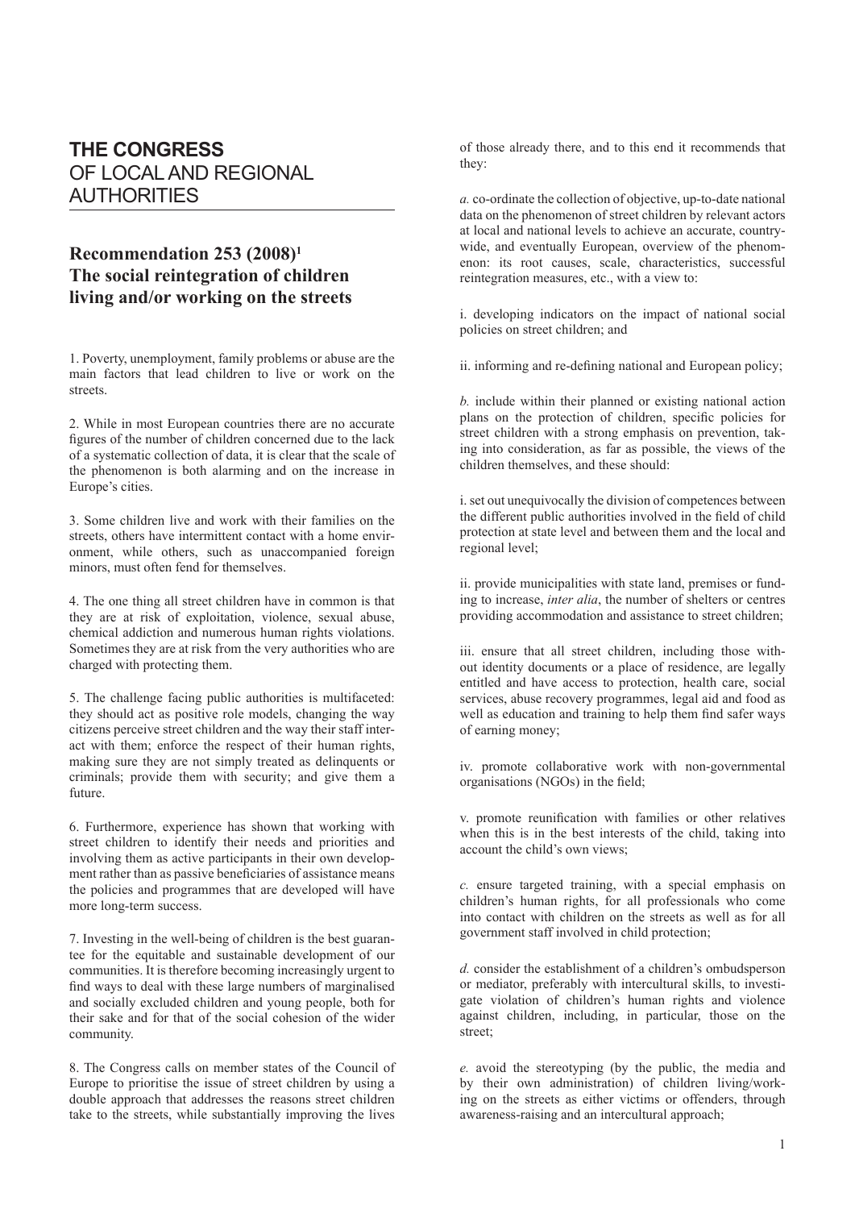# THE CONGRESS OF LOCAL AND REGIONAL AUTHORITIES

## Recommendation 253 (2008)[1] The social reintegration of children living and/or working on the streets

1. Poverty, unemployment, family problems or abuse are the main factors that lead children to live or work on the streets.

2. While in most European countries there are no accurate figures of the number of children concerned due to the lack of a systematic collection of data, it is clear that the scale of the phenomenon is both alarming and on the increase in Europe's cities.

3. Some children live and work with their families on the streets, others have intermittent contact with a home environment, while others, such as unaccompanied foreign minors, must often fend for themselves.

4. The one thing all street children have in common is that they are at risk of exploitation, violence, sexual abuse, chemical addiction and numerous human rights violations. Sometimes they are at risk from the very authorities who are charged with protecting them.

5. The challenge facing public authorities is multifaceted: they should act as positive role models, changing the way citizens perceive street children and the way their staff interact with them; enforce the respect of their human rights, making sure they are not simply treated as delinquents or criminals; provide them with security; and give them a future.

6. Furthermore, experience has shown that working with street children to identify their needs and priorities and involving them as active participants in their own development rather than as passive beneficiaries of assistance means the policies and programmes that are developed will have more long-term success.

7. Investing in the well-being of children is the best guarantee for the equitable and sustainable development of our communities. It is therefore becoming increasingly urgent to find ways to deal with these large numbers of marginalised and socially excluded children and young people, both for their sake and for that of the social cohesion of the wider community.

8. The Congress calls on member states of the Council of Europe to prioritise the issue of street children by using a double approach that addresses the reasons street children take to the streets, while substantially improving the lives of those already there, and to this end it recommends that they:

*a.* co-ordinate the collection of objective, up-to-date national data on the phenomenon of street children by relevant actors at local and national levels to achieve an accurate, country-wide, and eventually European, overview of the phenomenon: its root causes, scale, characteristics, successful reintegration measures, etc., with a view to:

i. developing indicators on the impact of national social policies on street children; and

ii. informing and re-defining national and European policy;

*b.* include within their planned or existing national action plans on the protection of children, specific policies for street children with a strong emphasis on prevention, taking into consideration, as far as possible, the views of the children themselves, and these should:

i. set out unequivocally the division of competences between the different public authorities involved in the field of child protection at state level and between them and the local and regional level;

ii. provide municipalities with state land, premises or funding to increase, *inter alia*, the number of shelters or centres providing accommodation and assistance to street children;

iii. ensure that all street children, including those without identity documents or a place of residence, are legally entitled and have access to protection, health care, social services, abuse recovery programmes, legal aid and food as well as education and training to help them find safer ways of earning money;

iv. promote collaborative work with non-governmental organisations (NGOs) in the field;

v. promote reunification with families or other relatives when this is in the best interests of the child, taking into account the child's own views;

*c.* ensure targeted training, with a special emphasis on children's human rights, for all professionals who come into contact with children on the streets as well as for all government staff involved in child protection;

*d.* consider the establishment of a children's ombudsperson or mediator, preferably with intercultural skills, to investigate violation of children's human rights and violence against children, including, in particular, those on the street;

*e.* avoid the stereotyping (by the public, the media and by their own administration) of children living/working on the streets as either victims or offenders, through awareness-raising and an intercultural approach;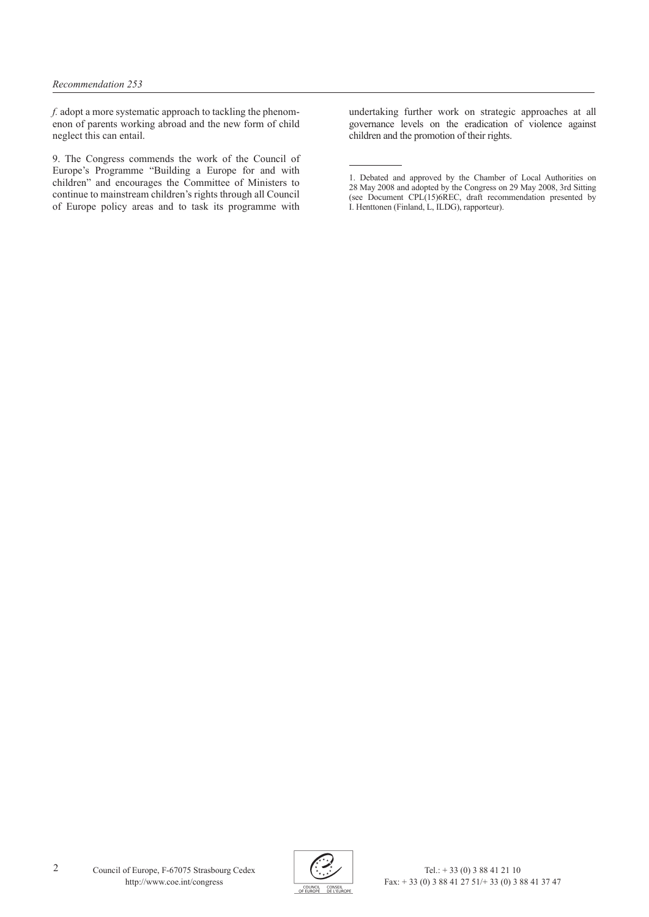*f.* adopt a more systematic approach to tackling the phenomenon of parents working abroad and the new form of child neglect this can entail.

9. The Congress commends the work of the Council of Europe's Programme "Building a Europe for and with children" and encourages the Committee of Ministers to continue to mainstream children's rights through all Council of Europe policy areas and to task its programme with undertaking further work on strategic approaches at all governance levels on the eradication of violence against children and the promotion of their rights.

---

1. Debated and approved by the Chamber of Local Authorities on 28 May 2008 and adopted by the Congress on 29 May 2008, 3rd Sitting (see Document CPL(15)6REC, draft recommendation presented by I. Henttonen (Finland, L, ILDG), rapporteur).

Council of Europe, F-67075 Strasbourg Cedex
http://www.coe.int/congress

Tel.: + 33 (0) 3 88 41 21 10
Fax: + 33 (0) 3 88 41 27 51/+ 33 (0) 3 88 41 37 47